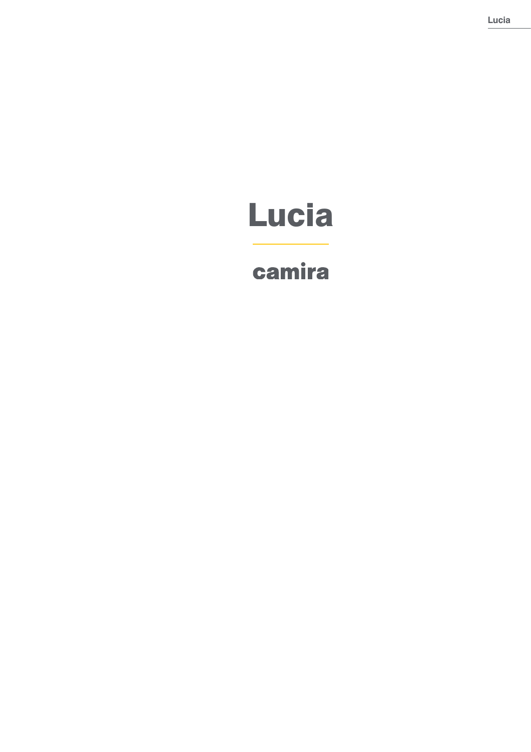# Lucia

## camira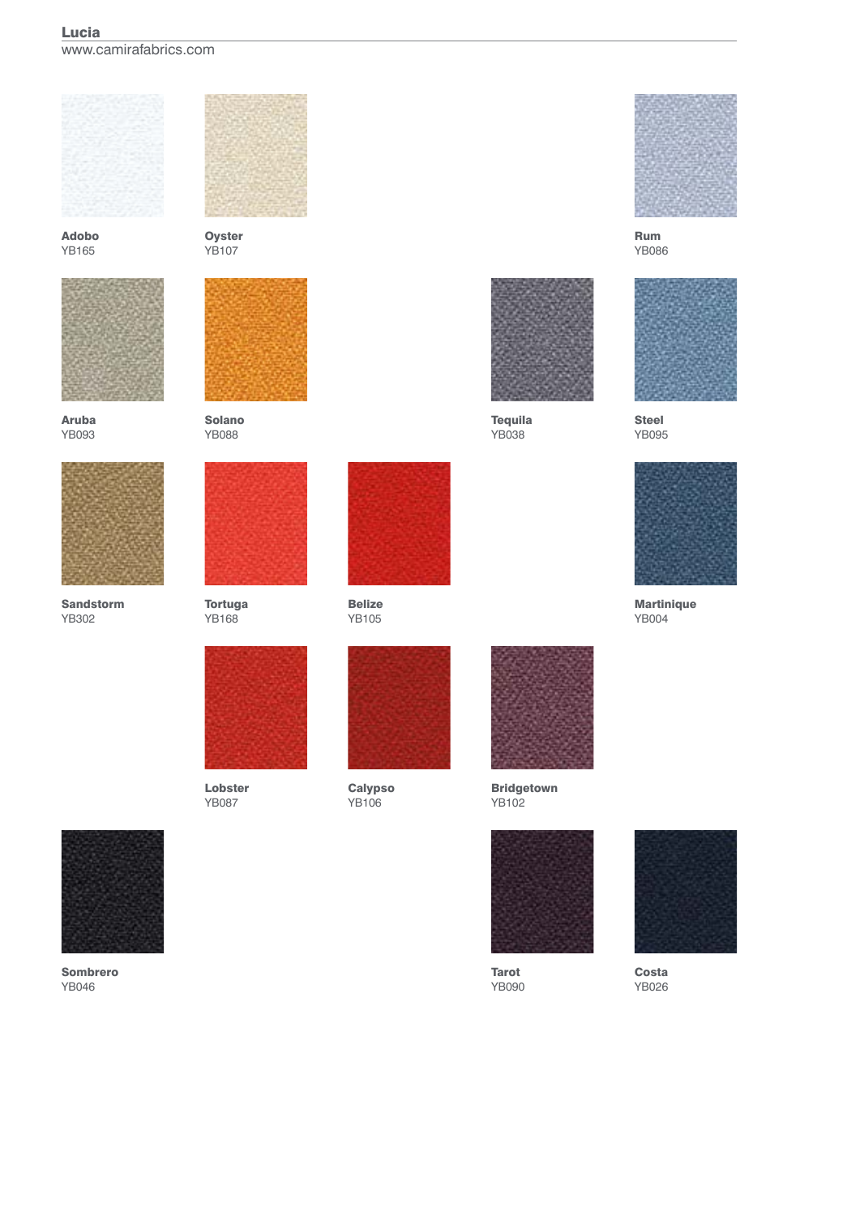## Lucia

www.camirafabrics.com

**Adobo**
YB165

**Oyster**
YB107

**Rum**
YB086

**Aruba**
YB093

**Solano**
YB088

**Tequila**
YB038

**Steel**
YB095

**Sandstorm**
YB302

**Tortuga**
YB168

**Belize**
YB105

**Martinique**
YB004

**Lobster**
YB087

**Calypso**
YB106

**Bridgetown**
YB102

**Sombrero**
YB046

**Tarot**
YB090

**Costa**
YB026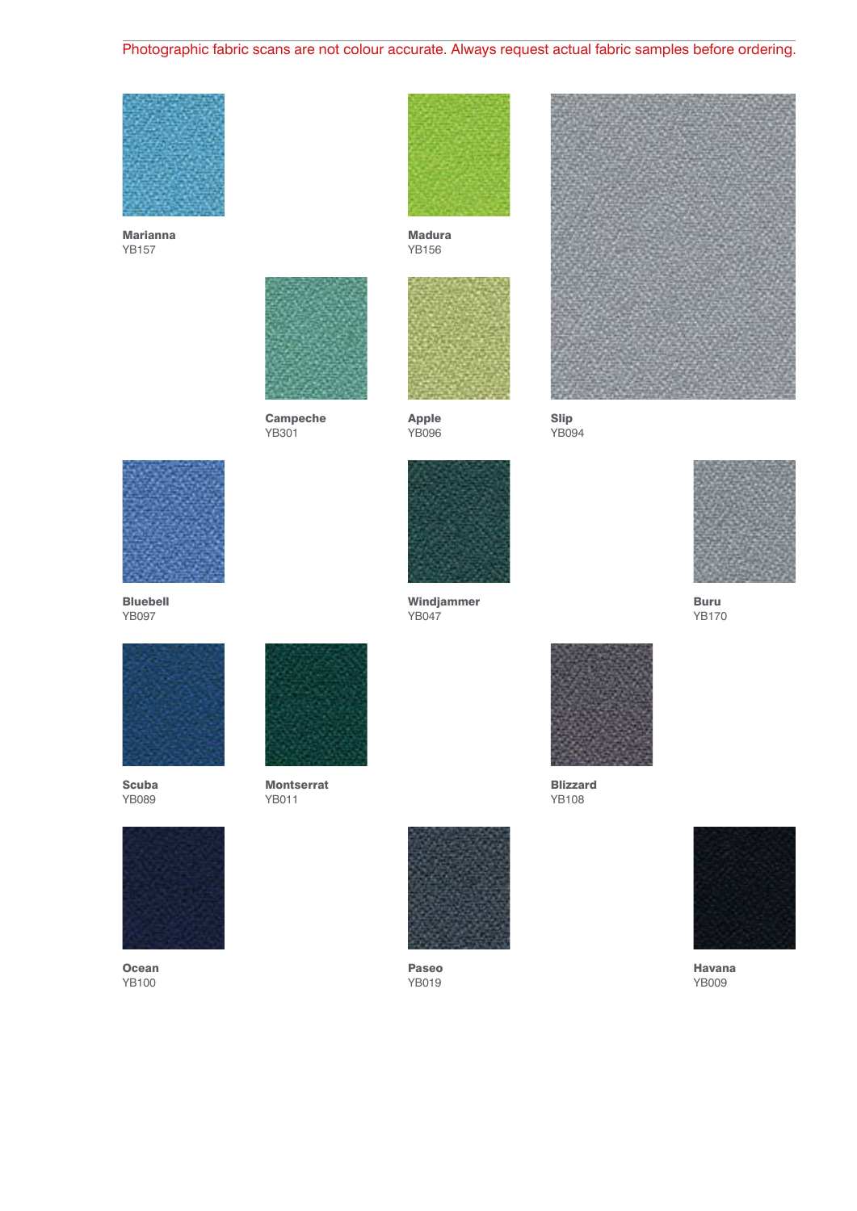Photographic fabric scans are not colour accurate. Always request actual fabric samples before ordering.

**Marianna**
YB157

**Madura**
YB156

**Campeche**
YB301

**Apple**
YB096

**Slip**
YB094

**Bluebell**
YB097

**Windjammer**
YB047

**Buru**
YB170

**Scuba**
YB089

**Montserrat**
YB011

**Blizzard**
YB108

**Ocean**
YB100

**Paseo**
YB019

**Havana**
YB009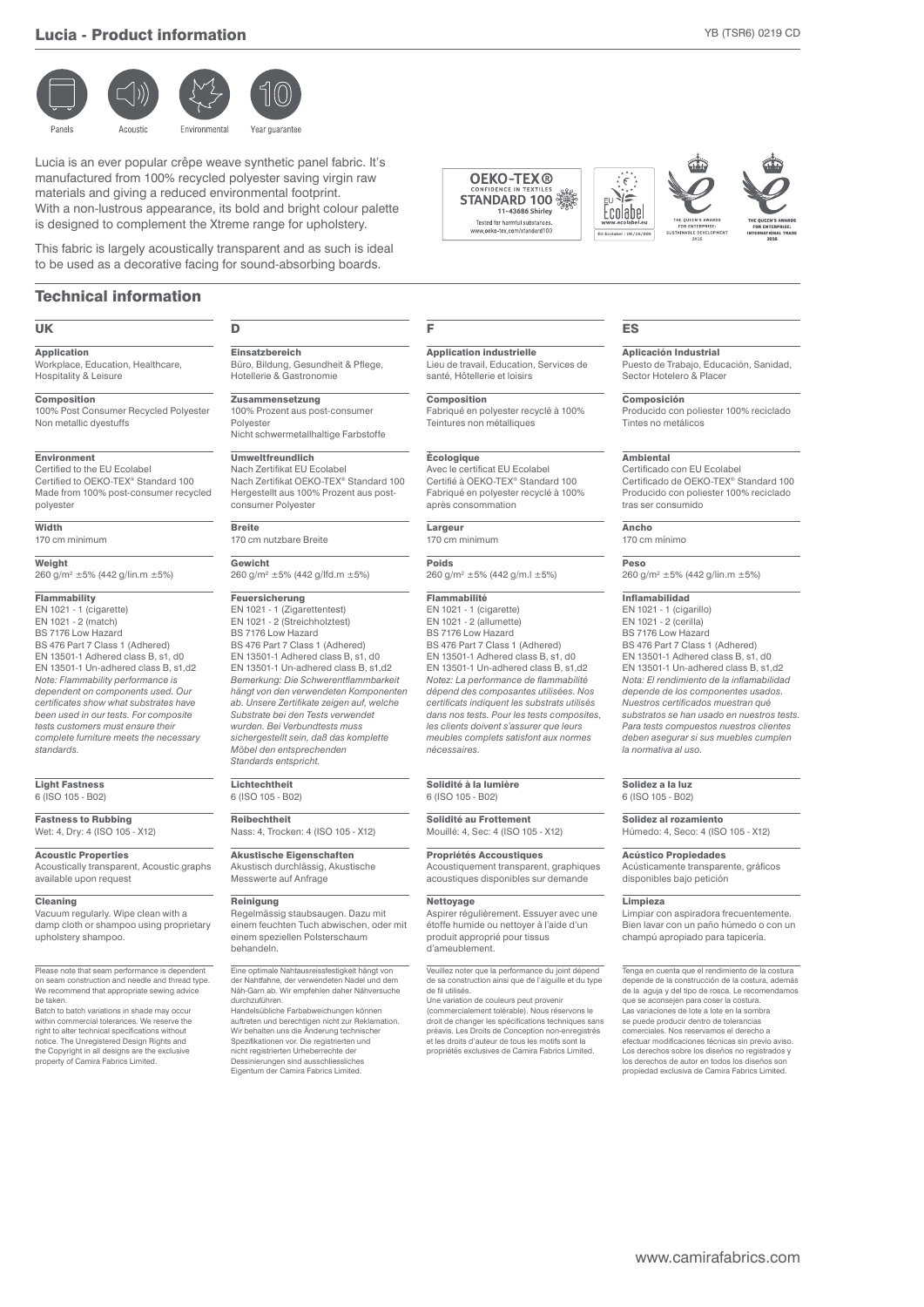# Lucia - Product information

YB (TSR6) 0219 CD

Panels Acoustic Environmental Year guarantee

Lucia is an ever popular crêpe weave synthetic panel fabric. It's manufactured from 100% recycled polyester saving virgin raw materials and giving a reduced environmental footprint. With a non-lustrous appearance, its bold and bright colour palette is designed to complement the Xtreme range for upholstery.

This fabric is largely acoustically transparent and as such is ideal to be used as a decorative facing for sound-absorbing boards.

OEKO-TEX® CONFIDENCE IN TEXTILES STANDARD 100 11-43686 Shirley Tested for harmful substances. www.oeko-tex.com/standard100

EU Ecolabel www.ecolabel.eu EU Ecolabel : UK/30/005

THE QUEEN'S AWARDS FOR ENTERPRISE: SUSTAINABLE DEVELOPMENT 2015

THE QUEEN'S AWARDS FOR ENTERPRISE: INTERNATIONAL TRADE 2016

## Technical information

### UK

**Application**
Workplace, Education, Healthcare, Hospitality & Leisure

**Composition**
100% Post Consumer Recycled Polyester
Non metallic dyestuffs

**Environment**
Certified to the EU Ecolabel
Certified to OEKO-TEX® Standard 100
Made from 100% post-consumer recycled polyester

**Width**
170 cm minimum

**Weight**
260 g/m² ±5% (442 g/lin.m ±5%)

**Flammability**
EN 1021 - 1 (cigarette)
EN 1021 - 2 (match)
BS 7176 Low Hazard
BS 476 Part 7 Class 1 (Adhered)
EN 13501-1 Adhered class B, s1, d0
EN 13501-1 Un-adhered class B, s1,d2
*Note: Flammability performance is dependent on components used. Our certificates show what substrates have been used in our tests. For composite tests customers must ensure their complete furniture meets the necessary standards.*

**Light Fastness**
6 (ISO 105 - B02)

**Fastness to Rubbing**
Wet: 4, Dry: 4 (ISO 105 - X12)

**Acoustic Properties**
Acoustically transparent, Acoustic graphs available upon request

**Cleaning**
Vacuum regularly. Wipe clean with a damp cloth or shampoo using proprietary upholstery shampoo.

Please note that seam performance is dependent on seam construction and needle and thread type. We recommend that appropriate sewing advice be taken.
Batch to batch variations in shade may occur within commercial tolerances. We reserve the right to alter technical specifications without notice. The Unregistered Design Rights and the Copyright in all designs are the exclusive property of Camira Fabrics Limited.

### D

**Einsatzbereich**
Büro, Bildung, Gesundheit & Pflege, Hotellerie & Gastronomie

**Zusammensetzung**
100% Prozent aus post-consumer Polyester
Nicht schwermetallhaltige Farbstoffe

**Umweltfreundlich**
Nach Zertifikat EU Ecolabel
Nach Zertifikat OEKO-TEX® Standard 100
Hergestellt aus 100% Prozent aus post-consumer Polyester

**Breite**
170 cm nutzbare Breite

**Gewicht**
260 g/m² ±5% (442 g/lfd.m ±5%)

**Feuersicherung**
EN 1021 - 1 (Zigarettentest)
EN 1021 - 2 (Streichholztest)
BS 7176 Low Hazard
BS 476 Part 7 Class 1 (Adhered)
EN 13501-1 Adhered class B, s1, d0
EN 13501-1 Un-adhered class B, s1,d2
*Bemerkung: Die Schwerentflammbarkeit hängt von den verwendeten Komponenten ab. Unsere Zertifikate zeigen auf, welche Substrate bei den Tests verwendet wurden. Bei Verbundtests muss sichergestellt sein, daß das komplette Möbel den entsprechenden Standards entspricht.*

**Lichtechtheit**
6 (ISO 105 - B02)

**Reibechtheit**
Nass: 4, Trocken: 4 (ISO 105 - X12)

**Akustische Eigenschaften**
Akustisch durchlässig, Akustische Messwerte auf Anfrage

**Reinigung**
Regelmässig staubsaugen. Dazu mit einem feuchten Tuch abwischen, oder mit einem speziellen Polsterschaum behandeln.

Eine optimale Nahtausreissfestigkeit hängt von der Nahtfahne, der verwendeten Nadel und dem Näh-Garn ab. Wir empfehlen daher Nähversuche durchzuführen.
Handelsübliche Farbabweichungen können auftreten und berechtigen nicht zur Reklamation. Wir behalten uns die Änderung technischer Spezifikationen vor. Die registrierten und nicht registrierten Urheberrechte der Dessinierungen sind ausschliessliches Eigentum der Camira Fabrics Limited.

### F

**Application industrielle**
Lieu de travail, Education, Services de santé, Hôtellerie et loisirs

**Composition**
Fabriqué en polyester recyclé à 100%
Teintures non métalliques

**Écologique**
Avec le certificat EU Ecolabel
Certifié à OEKO-TEX® Standard 100
Fabriqué en polyester recyclé à 100% après consommation

**Largeur**
170 cm minimum

**Poids**
260 g/m² ±5% (442 g/m.l ±5%)

**Flammabilité**
EN 1021 - 1 (cigarette)
EN 1021 - 2 (allumette)
BS 7176 Low Hazard
BS 476 Part 7 Class 1 (Adhered)
EN 13501-1 Adhered class B, s1, d0
EN 13501-1 Un-adhered class B, s1,d2
*Notez: La performance de flammabilité dépend des composantes utilisées. Nos certificats indiquent les substrats utilisés dans nos tests. Pour les tests composites, les clients doivent s'assurer que leurs meubles complets satisfont aux normes nécessaires.*

**Solidité à la lumière**
6 (ISO 105 - B02)

**Solidité au Frottement**
Mouillé: 4, Sec: 4 (ISO 105 - X12)

**Propriétés Accoustiques**
Acoustiquement transparent, graphiques acoustiques disponibles sur demande

**Nettoyage**
Aspirer régulièrement. Essuyer avec une étoffe humide ou nettoyer à l'aide d'un produit approprié pour tissus d'ameublement.

Veuillez noter que la performance du joint dépend de sa construction ainsi que de l'aiguille et du type de fil utilisés.
Une variation de couleurs peut provenir (commercialement tolérable). Nous réservons le droit de changer les spécifications techniques sans préavis. Les Droits de Conception non-enregistrés et les droits d'auteur de tous les motifs sont la propriétés exclusives de Camira Fabrics Limited.

### ES

**Aplicación Industrial**
Puesto de Trabajo, Educación, Sanidad, Sector Hotelero & Placer

**Composición**
Producido con poliester 100% reciclado
Tintes no metálicos

**Ambiental**
Certificado con EU Ecolabel
Certificado de OEKO-TEX® Standard 100
Producido con poliester 100% reciclado tras ser consumido

**Ancho**
170 cm mínimo

**Peso**
260 g/m² ±5% (442 g/lin.m ±5%)

**Inflamabilidad**
EN 1021 - 1 (cigarillo)
EN 1021 - 2 (cerilla)
BS 7176 Low Hazard
BS 476 Part 7 Class 1 (Adhered)
EN 13501-1 Adhered class B, s1, d0
EN 13501-1 Un-adhered class B, s1,d2
*Nota: El rendimiento de la inflamabilidad depende de los componentes usados. Nuestros certificados muestran qué substratos se han usado en nuestros tests. Para tests compuestos nuestros clientes deben asegurar si sus muebles cumplen la normativa al uso.*

**Solidez a la luz**
6 (ISO 105 - B02)

**Solidez al rozamiento**
Húmedo: 4, Seco: 4 (ISO 105 - X12)

**Acústico Propiedades**
Acústicamente transparente, gráficos disponibles bajo petición

**Limpieza**
Limpiar con aspiradora frecuentemente. Bien lavar con un paño húmedo o con un champú apropiado para tapicería.

Tenga en cuenta que el rendimiento de la costura depende de la construcción de la costura, además de la aguja y del tipo de rosca. Le recomendamos que se aconsejen para coser la costura.
Las variaciones de lote a lote en la sombra se puede producir dentro de tolerancias comerciales. Nos reservamos el derecho a efectuar modificaciones técnicas sin previo aviso. Los derechos sobre los diseños no registrados y los derechos de autor en todos los diseños son propiedad exclusiva de Camira Fabrics Limited.

www.camirafabrics.com